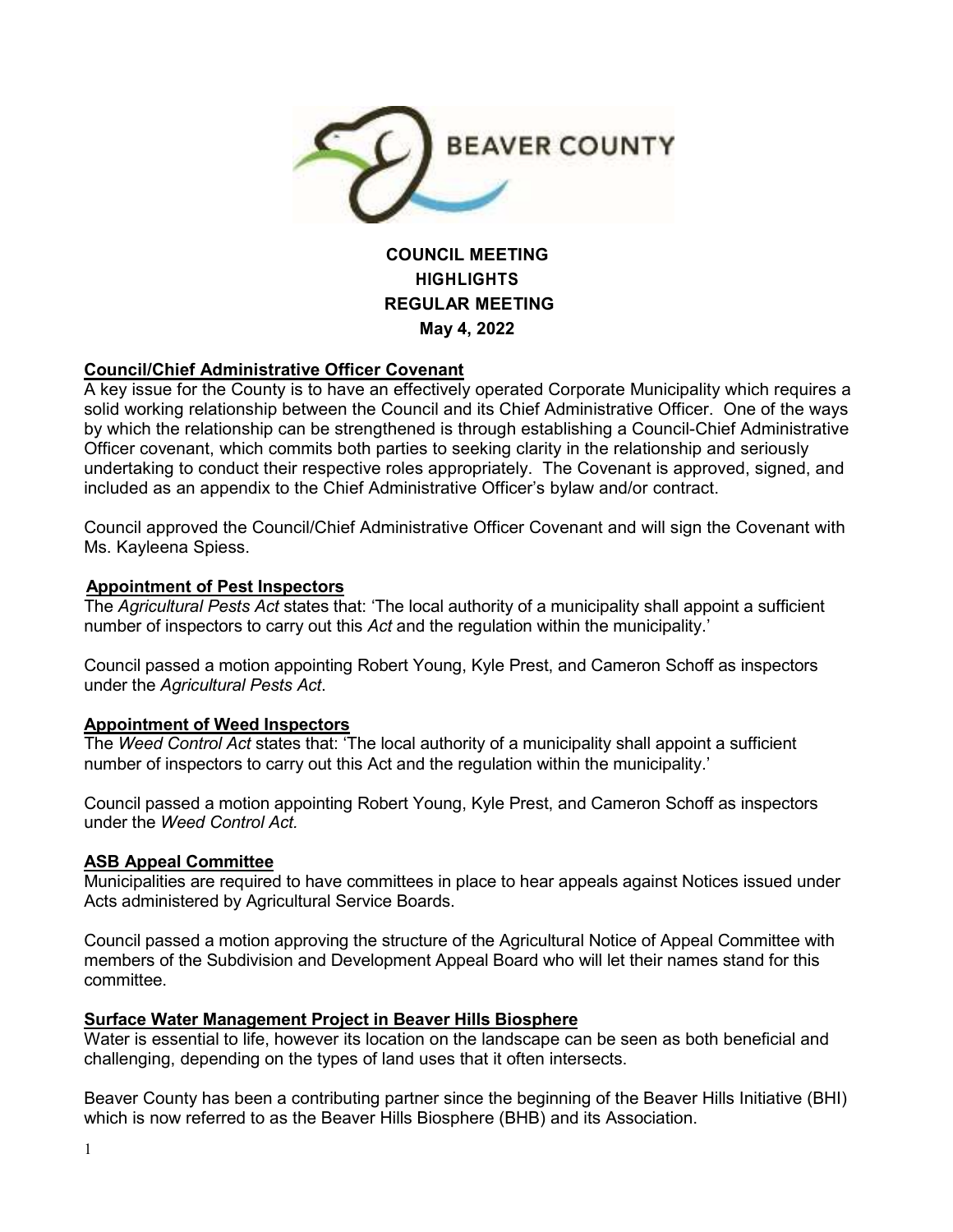BEAVER COUNTY

**COUNCIL MEETING**
**HIGHLIGHTS**
**REGULAR MEETING**
**May 4, 2022**

## Council/Chief Administrative Officer Covenant

A key issue for the County is to have an effectively operated Corporate Municipality which requires a solid working relationship between the Council and its Chief Administrative Officer. One of the ways by which the relationship can be strengthened is through establishing a Council-Chief Administrative Officer covenant, which commits both parties to seeking clarity in the relationship and seriously undertaking to conduct their respective roles appropriately. The Covenant is approved, signed, and included as an appendix to the Chief Administrative Officer's bylaw and/or contract.

Council approved the Council/Chief Administrative Officer Covenant and will sign the Covenant with Ms. Kayleena Spiess.

## Appointment of Pest Inspectors

The *Agricultural Pests Act* states that: 'The local authority of a municipality shall appoint a sufficient number of inspectors to carry out this *Act* and the regulation within the municipality.'

Council passed a motion appointing Robert Young, Kyle Prest, and Cameron Schoff as inspectors under the *Agricultural Pests Act*.

## Appointment of Weed Inspectors

The *Weed Control Act* states that: 'The local authority of a municipality shall appoint a sufficient number of inspectors to carry out this Act and the regulation within the municipality.'

Council passed a motion appointing Robert Young, Kyle Prest, and Cameron Schoff as inspectors under the *Weed Control Act.*

## ASB Appeal Committee

Municipalities are required to have committees in place to hear appeals against Notices issued under Acts administered by Agricultural Service Boards.

Council passed a motion approving the structure of the Agricultural Notice of Appeal Committee with members of the Subdivision and Development Appeal Board who will let their names stand for this committee.

## Surface Water Management Project in Beaver Hills Biosphere

Water is essential to life, however its location on the landscape can be seen as both beneficial and challenging, depending on the types of land uses that it often intersects.

Beaver County has been a contributing partner since the beginning of the Beaver Hills Initiative (BHI) which is now referred to as the Beaver Hills Biosphere (BHB) and its Association.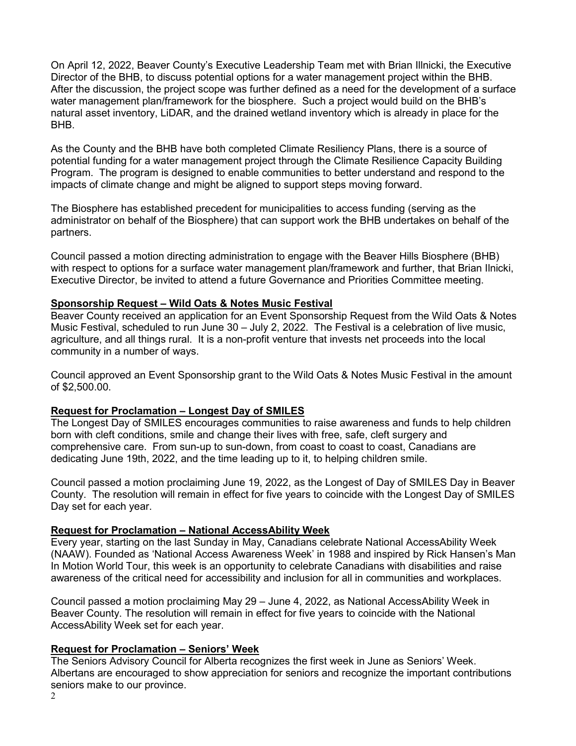On April 12, 2022, Beaver County's Executive Leadership Team met with Brian Illnicki, the Executive Director of the BHB, to discuss potential options for a water management project within the BHB. After the discussion, the project scope was further defined as a need for the development of a surface water management plan/framework for the biosphere. Such a project would build on the BHB's natural asset inventory, LiDAR, and the drained wetland inventory which is already in place for the BHB.

As the County and the BHB have both completed Climate Resiliency Plans, there is a source of potential funding for a water management project through the Climate Resilience Capacity Building Program. The program is designed to enable communities to better understand and respond to the impacts of climate change and might be aligned to support steps moving forward.

The Biosphere has established precedent for municipalities to access funding (serving as the administrator on behalf of the Biosphere) that can support work the BHB undertakes on behalf of the partners.

Council passed a motion directing administration to engage with the Beaver Hills Biosphere (BHB) with respect to options for a surface water management plan/framework and further, that Brian Ilnicki, Executive Director, be invited to attend a future Governance and Priorities Committee meeting.

**Sponsorship Request – Wild Oats & Notes Music Festival**

Beaver County received an application for an Event Sponsorship Request from the Wild Oats & Notes Music Festival, scheduled to run June 30 – July 2, 2022. The Festival is a celebration of live music, agriculture, and all things rural. It is a non-profit venture that invests net proceeds into the local community in a number of ways.

Council approved an Event Sponsorship grant to the Wild Oats & Notes Music Festival in the amount of $2,500.00.

**Request for Proclamation – Longest Day of SMILES**

The Longest Day of SMILES encourages communities to raise awareness and funds to help children born with cleft conditions, smile and change their lives with free, safe, cleft surgery and comprehensive care. From sun-up to sun-down, from coast to coast to coast, Canadians are dedicating June 19th, 2022, and the time leading up to it, to helping children smile.

Council passed a motion proclaiming June 19, 2022, as the Longest of Day of SMILES Day in Beaver County. The resolution will remain in effect for five years to coincide with the Longest Day of SMILES Day set for each year.

**Request for Proclamation – National AccessAbility Week**

Every year, starting on the last Sunday in May, Canadians celebrate National AccessAbility Week (NAAW). Founded as 'National Access Awareness Week' in 1988 and inspired by Rick Hansen's Man In Motion World Tour, this week is an opportunity to celebrate Canadians with disabilities and raise awareness of the critical need for accessibility and inclusion for all in communities and workplaces.

Council passed a motion proclaiming May 29 – June 4, 2022, as National AccessAbility Week in Beaver County. The resolution will remain in effect for five years to coincide with the National AccessAbility Week set for each year.

**Request for Proclamation – Seniors' Week**

The Seniors Advisory Council for Alberta recognizes the first week in June as Seniors' Week. Albertans are encouraged to show appreciation for seniors and recognize the important contributions seniors make to our province.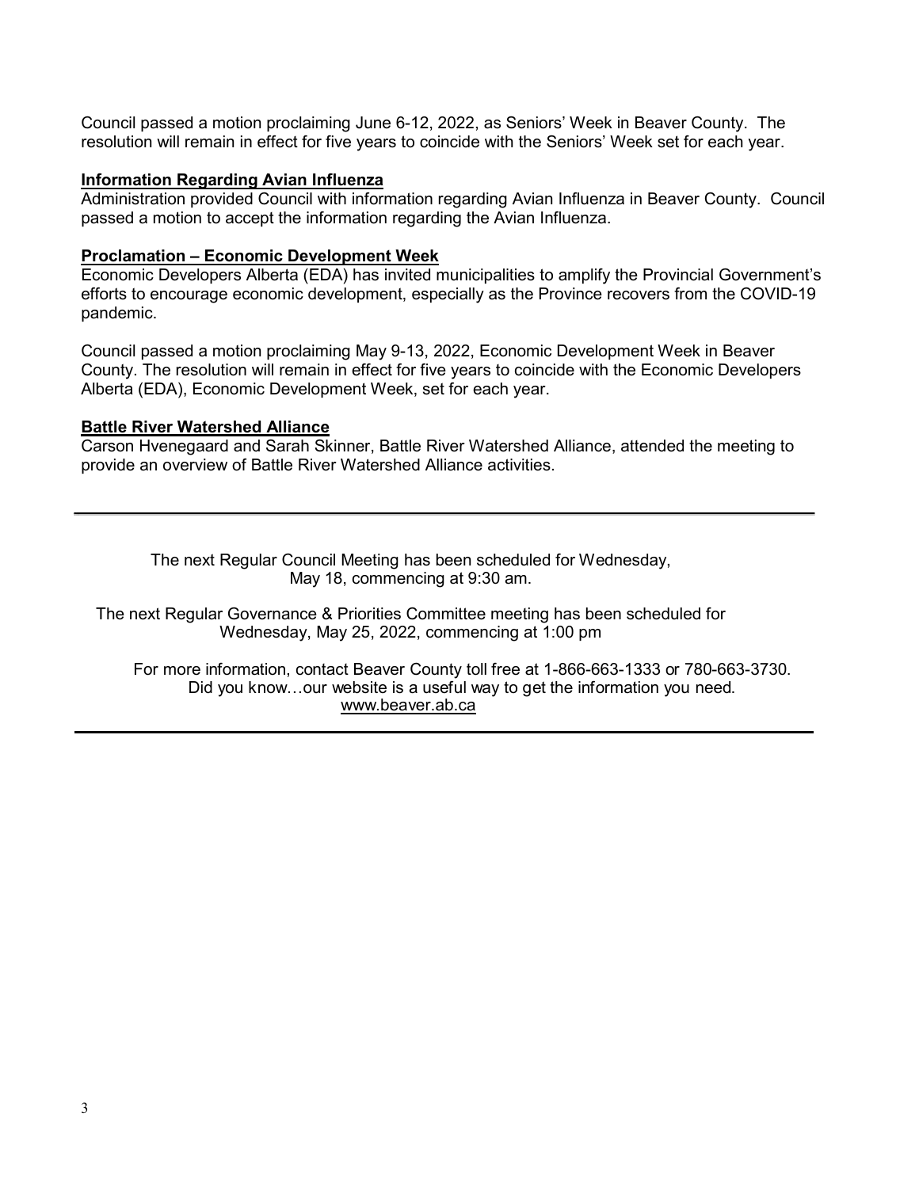Council passed a motion proclaiming June 6-12, 2022, as Seniors' Week in Beaver County. The resolution will remain in effect for five years to coincide with the Seniors' Week set for each year.

**Information Regarding Avian Influenza**

Administration provided Council with information regarding Avian Influenza in Beaver County. Council passed a motion to accept the information regarding the Avian Influenza.

**Proclamation – Economic Development Week**

Economic Developers Alberta (EDA) has invited municipalities to amplify the Provincial Government's efforts to encourage economic development, especially as the Province recovers from the COVID-19 pandemic.

Council passed a motion proclaiming May 9-13, 2022, Economic Development Week in Beaver County. The resolution will remain in effect for five years to coincide with the Economic Developers Alberta (EDA), Economic Development Week, set for each year.

**Battle River Watershed Alliance**

Carson Hvenegaard and Sarah Skinner, Battle River Watershed Alliance, attended the meeting to provide an overview of Battle River Watershed Alliance activities.

---

The next Regular Council Meeting has been scheduled for Wednesday, May 18, commencing at 9:30 am.

The next Regular Governance & Priorities Committee meeting has been scheduled for Wednesday, May 25, 2022, commencing at 1:00 pm

For more information, contact Beaver County toll free at 1-866-663-1333 or 780-663-3730. Did you know…our website is a useful way to get the information you need. www.beaver.ab.ca

---